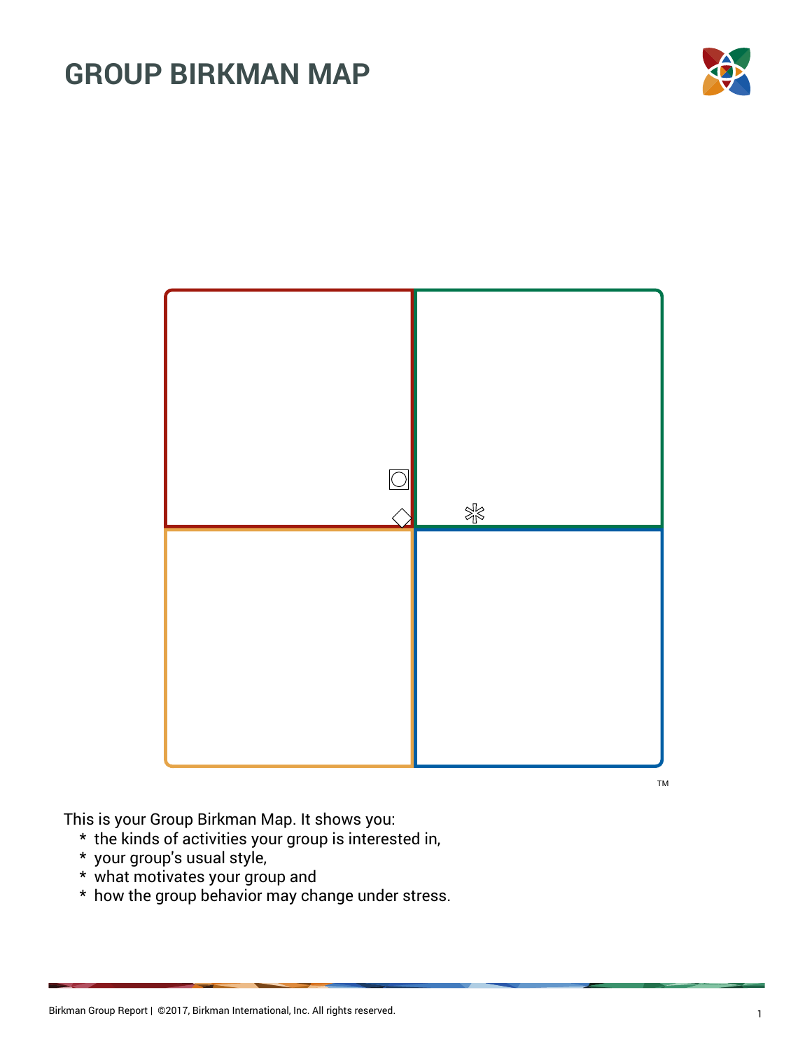# GROUP BIRKMAN MAP

™

This is your Group Birkman Map. It shows you:

* the kinds of activities your group is interested in,
* your group's usual style,
* what motivates your group and
* how the group behavior may change under stress.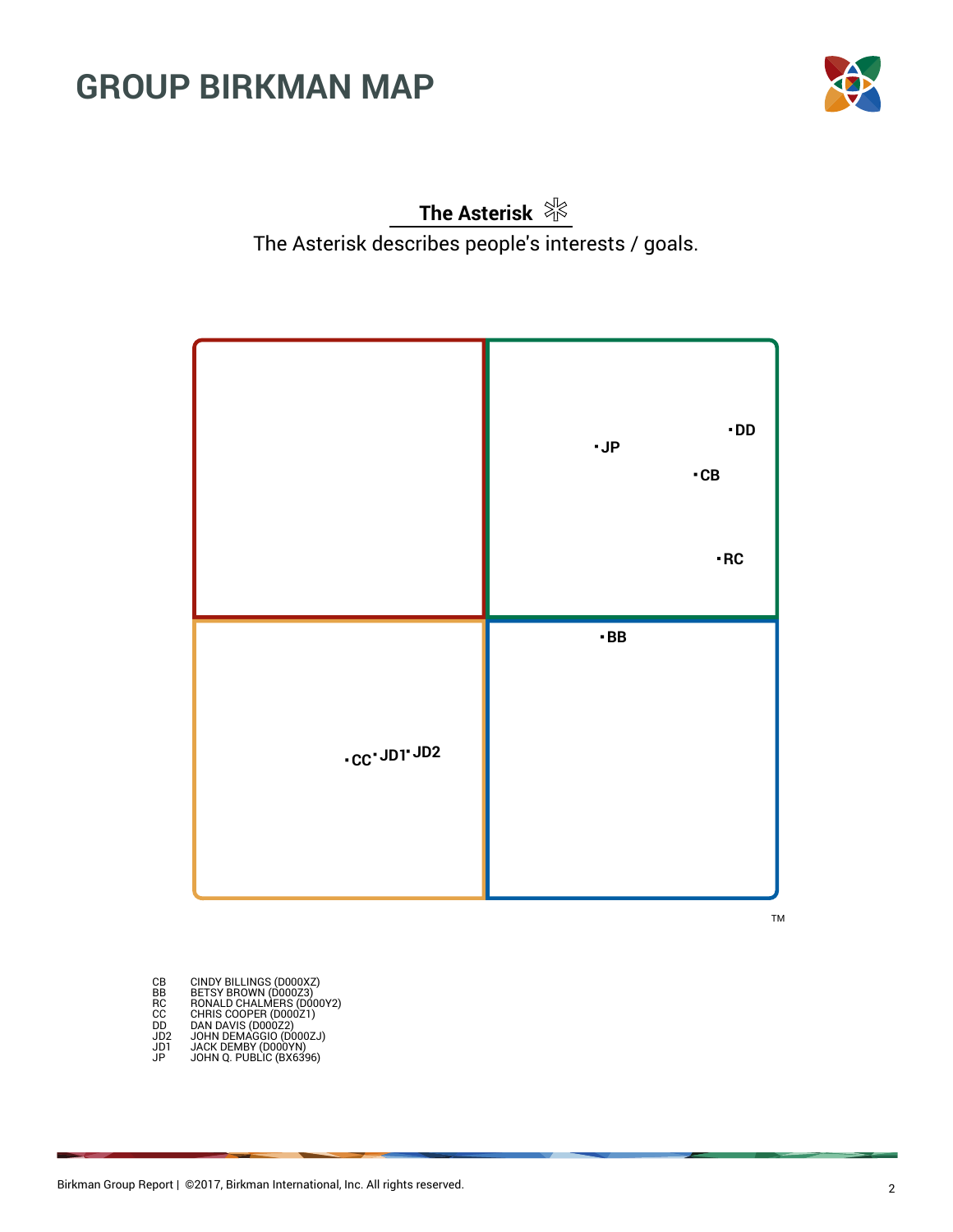# GROUP BIRKMAN MAP

**The Asterisk** *

The Asterisk describes people's interests / goals.

▪DD

▪JP

▪CB

▪RC

▪BB

▪CC ▪JD1 ▪JD2

TM

| | |
|---|---|
| CB | CINDY BILLINGS (D000XZ) |
| BB | BETSY BROWN (D000Z3) |
| RC | RONALD CHALMERS (D000Y2) |
| CC | CHRIS COOPER (D000Z1) |
| DD | DAN DAVIS (D000Z2) |
| JD2 | JOHN DEMAGGIO (D000ZJ) |
| JD1 | JACK DEMBY (D000YN) |
| JP | JOHN Q. PUBLIC (BX6396) |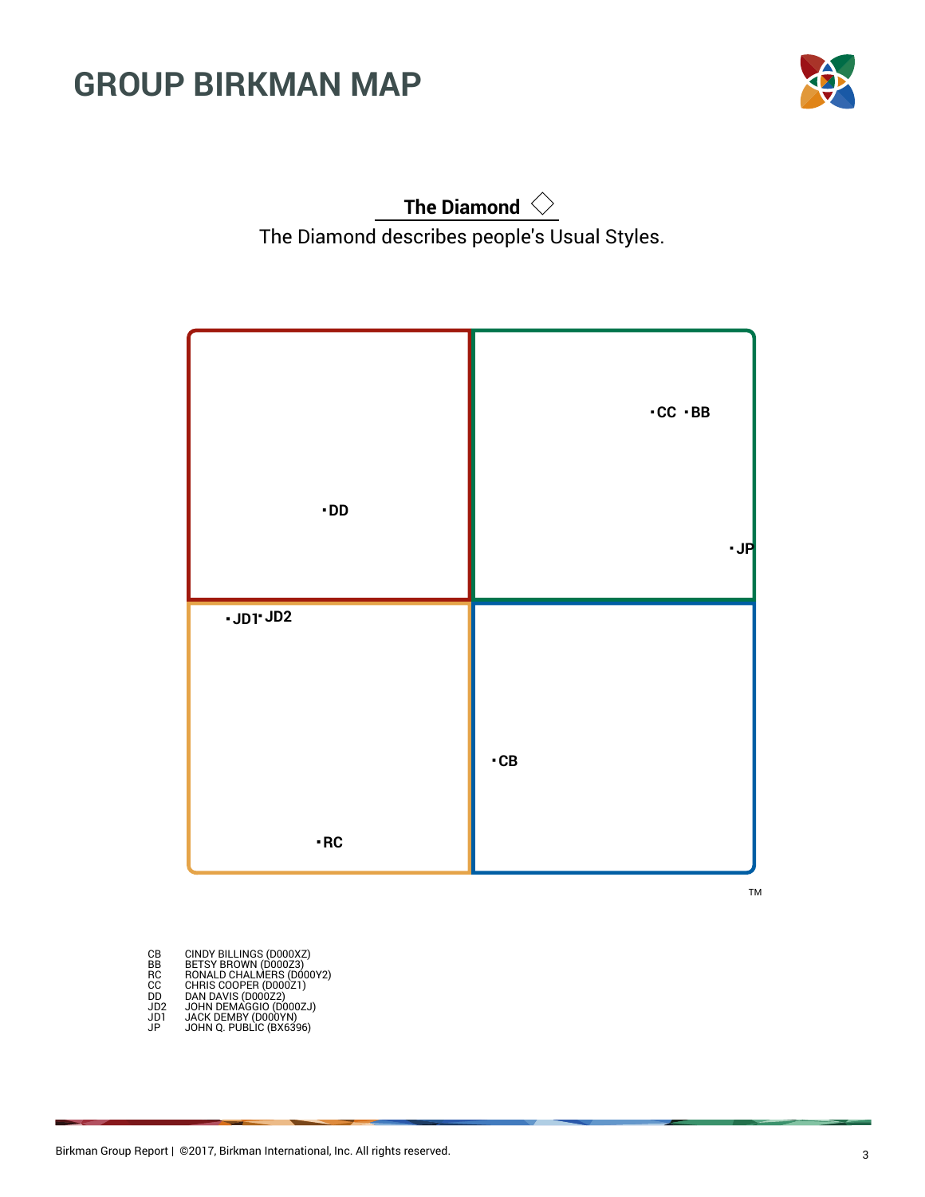# GROUP BIRKMAN MAP

**The Diamond** ◇

The Diamond describes people's Usual Styles.

- CC
- BB
- DD
- JP
- JD1
- JD2
- CB
- RC

TM

| | |
|---|---|
| CB | CINDY BILLINGS (D000XZ) |
| BB | BETSY BROWN (D000Z3) |
| RC | RONALD CHALMERS (D000Y2) |
| CC | CHRIS COOPER (D000Z1) |
| DD | DAN DAVIS (D000Z2) |
| JD2 | JOHN DEMAGGIO (D000ZJ) |
| JD1 | JACK DEMBY (D000YN) |
| JP | JOHN Q. PUBLIC (BX6396) |

Birkman Group Report | ©2017, Birkman International, Inc. All rights reserved.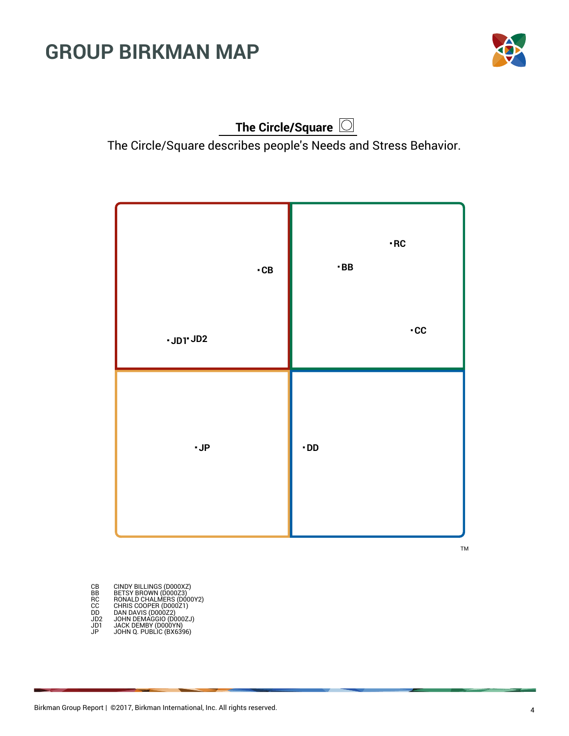# GROUP BIRKMAN MAP

**The Circle/Square**

The Circle/Square describes people's Needs and Stress Behavior.

CB
BB
RC
CC
JD1
JD2
JP
DD

TM

| | |
|---|---|
| CB | CINDY BILLINGS (D000XZ) |
| BB | BETSY BROWN (D000Z3) |
| RC | RONALD CHALMERS (D000Y2) |
| CC | CHRIS COOPER (D000Z1) |
| DD | DAN DAVIS (D000Z2) |
| JD2 | JOHN DEMAGGIO (D000ZJ) |
| JD1 | JACK DEMBY (D000YN) |
| JP | JOHN Q. PUBLIC (BX6396) |

Birkman Group Report | ©2017, Birkman International, Inc. All rights reserved.